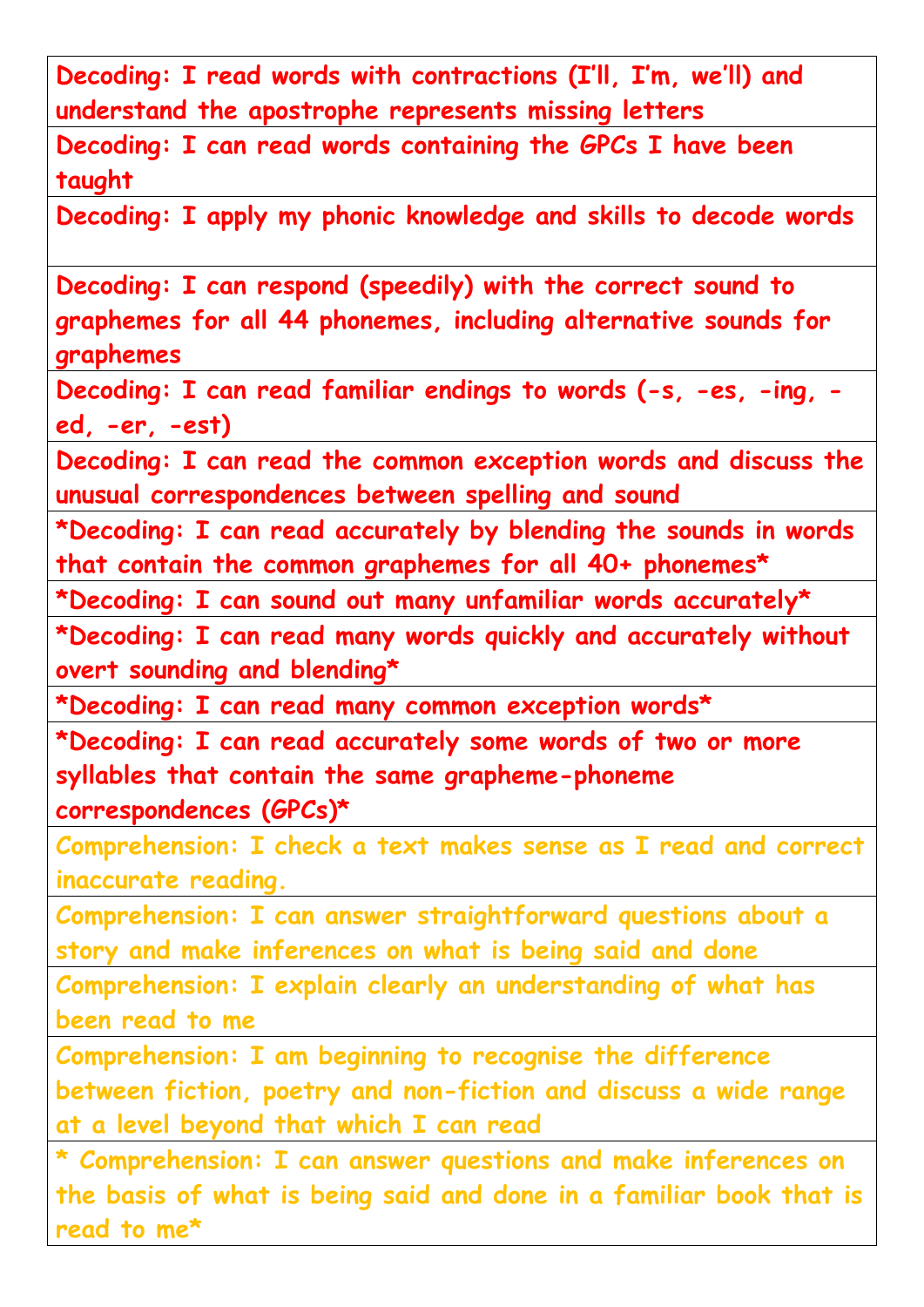| Decoding: I read words with contractions (I'll, I'm, we'll) and understand the apostrophe represents missing letters |
|---|
| Decoding: I can read words containing the GPCs I have been taught |
| Decoding: I apply my phonic knowledge and skills to decode words |
| Decoding: I can respond (speedily) with the correct sound to graphemes for all 44 phonemes, including alternative sounds for graphemes |
| Decoding: I can read familiar endings to words (-s, -es, -ing, -ed, -er, -est) |
| Decoding: I can read the common exception words and discuss the unusual correspondences between spelling and sound |
| *Decoding: I can read accurately by blending the sounds in words that contain the common graphemes for all 40+ phonemes* |
| *Decoding: I can sound out many unfamiliar words accurately* |
| *Decoding: I can read many words quickly and accurately without overt sounding and blending* |
| *Decoding: I can read many common exception words* |
| *Decoding: I can read accurately some words of two or more syllables that contain the same grapheme-phoneme correspondences (GPCs)* |
| Comprehension: I check a text makes sense as I read and correct inaccurate reading. |
| Comprehension: I can answer straightforward questions about a story and make inferences on what is being said and done |
| Comprehension: I explain clearly an understanding of what has been read to me |
| Comprehension: I am beginning to recognise the difference between fiction, poetry and non-fiction and discuss a wide range at a level beyond that which I can read |
| * Comprehension: I can answer questions and make inferences on the basis of what is being said and done in a familiar book that is read to me* |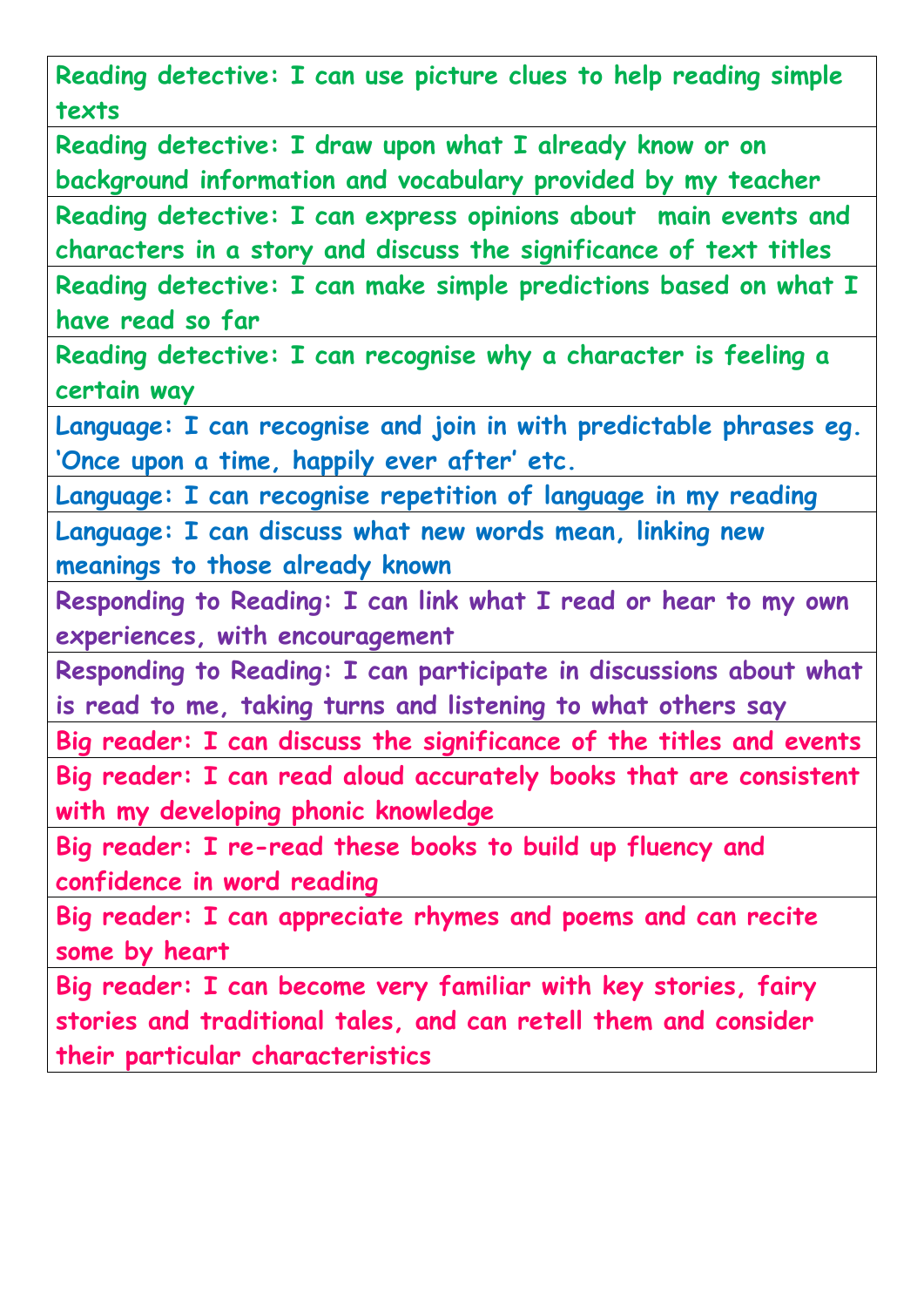| |
|---|
| **Reading detective: I can use picture clues to help reading simple texts** |
| **Reading detective: I draw upon what I already know or on background information and vocabulary provided by my teacher** |
| **Reading detective: I can express opinions about main events and characters in a story and discuss the significance of text titles** |
| **Reading detective: I can make simple predictions based on what I have read so far** |
| **Reading detective: I can recognise why a character is feeling a certain way** |
| **Language: I can recognise and join in with predictable phrases eg. 'Once upon a time, happily ever after' etc.** |
| **Language: I can recognise repetition of language in my reading** |
| **Language: I can discuss what new words mean, linking new meanings to those already known** |
| **Responding to Reading: I can link what I read or hear to my own experiences, with encouragement** |
| **Responding to Reading: I can participate in discussions about what is read to me, taking turns and listening to what others say** |
| **Big reader: I can discuss the significance of the titles and events** |
| **Big reader: I can read aloud accurately books that are consistent with my developing phonic knowledge** |
| **Big reader: I re-read these books to build up fluency and confidence in word reading** |
| **Big reader: I can appreciate rhymes and poems and can recite some by heart** |
| **Big reader: I can become very familiar with key stories, fairy stories and traditional tales, and can retell them and consider their particular characteristics** |